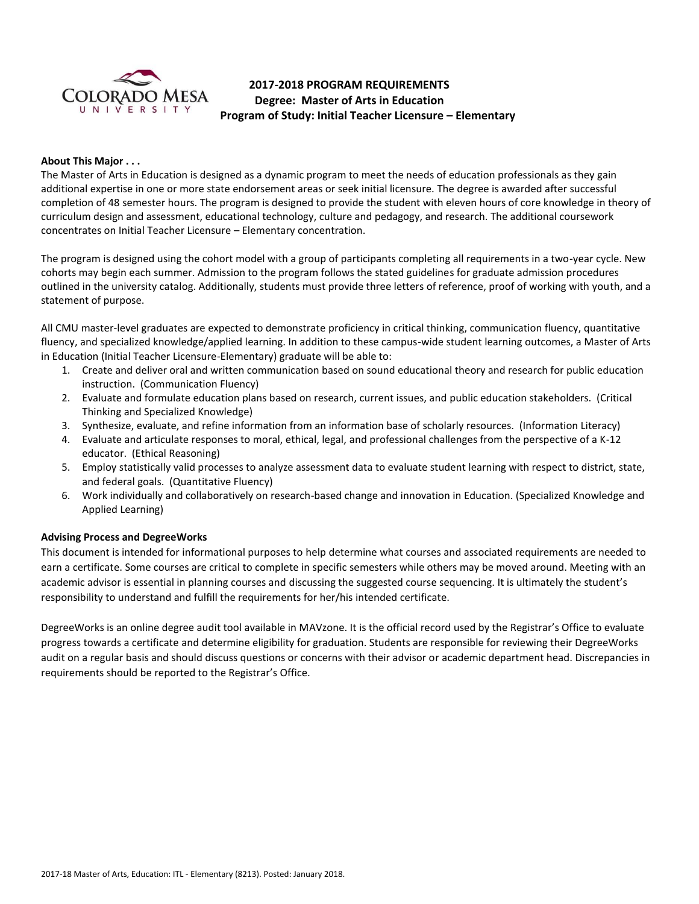# 2017-2018 PROGRAM REQUIREMENTS
## Degree: Master of Arts in Education
## Program of Study: Initial Teacher Licensure – Elementary

**About This Major . . .**

The Master of Arts in Education is designed as a dynamic program to meet the needs of education professionals as they gain additional expertise in one or more state endorsement areas or seek initial licensure. The degree is awarded after successful completion of 48 semester hours. The program is designed to provide the student with eleven hours of core knowledge in theory of curriculum design and assessment, educational technology, culture and pedagogy, and research. The additional coursework concentrates on Initial Teacher Licensure – Elementary concentration.

The program is designed using the cohort model with a group of participants completing all requirements in a two-year cycle. New cohorts may begin each summer. Admission to the program follows the stated guidelines for graduate admission procedures outlined in the university catalog. Additionally, students must provide three letters of reference, proof of working with youth, and a statement of purpose.

All CMU master-level graduates are expected to demonstrate proficiency in critical thinking, communication fluency, quantitative fluency, and specialized knowledge/applied learning. In addition to these campus-wide student learning outcomes, a Master of Arts in Education (Initial Teacher Licensure-Elementary) graduate will be able to:

1. Create and deliver oral and written communication based on sound educational theory and research for public education instruction. (Communication Fluency)
2. Evaluate and formulate education plans based on research, current issues, and public education stakeholders. (Critical Thinking and Specialized Knowledge)
3. Synthesize, evaluate, and refine information from an information base of scholarly resources. (Information Literacy)
4. Evaluate and articulate responses to moral, ethical, legal, and professional challenges from the perspective of a K-12 educator. (Ethical Reasoning)
5. Employ statistically valid processes to analyze assessment data to evaluate student learning with respect to district, state, and federal goals. (Quantitative Fluency)
6. Work individually and collaboratively on research-based change and innovation in Education. (Specialized Knowledge and Applied Learning)

**Advising Process and DegreeWorks**

This document is intended for informational purposes to help determine what courses and associated requirements are needed to earn a certificate. Some courses are critical to complete in specific semesters while others may be moved around. Meeting with an academic advisor is essential in planning courses and discussing the suggested course sequencing. It is ultimately the student's responsibility to understand and fulfill the requirements for her/his intended certificate.

DegreeWorks is an online degree audit tool available in MAVzone. It is the official record used by the Registrar's Office to evaluate progress towards a certificate and determine eligibility for graduation. Students are responsible for reviewing their DegreeWorks audit on a regular basis and should discuss questions or concerns with their advisor or academic department head. Discrepancies in requirements should be reported to the Registrar's Office.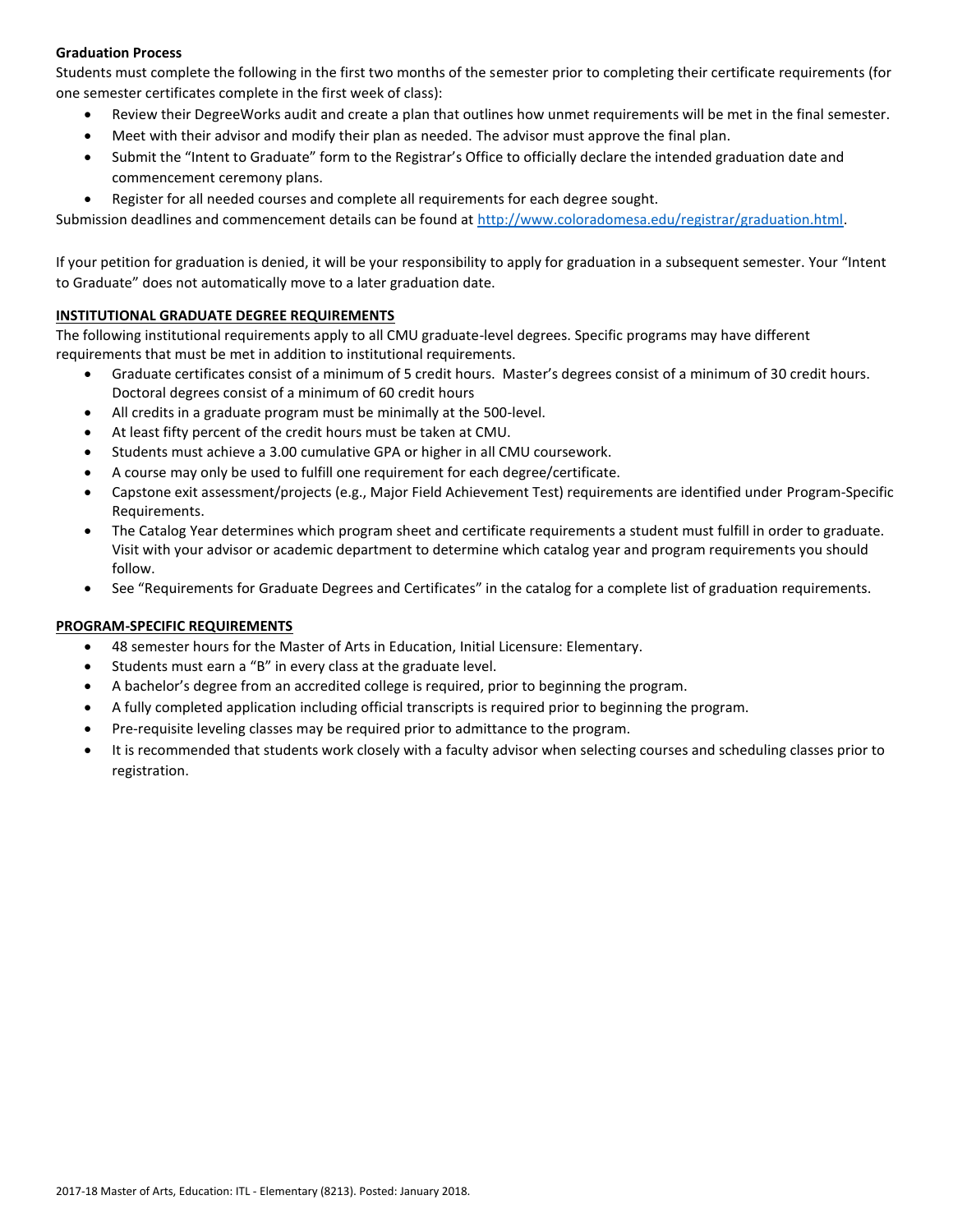**Graduation Process**

Students must complete the following in the first two months of the semester prior to completing their certificate requirements (for one semester certificates complete in the first week of class):

- Review their DegreeWorks audit and create a plan that outlines how unmet requirements will be met in the final semester.
- Meet with their advisor and modify their plan as needed. The advisor must approve the final plan.
- Submit the "Intent to Graduate" form to the Registrar's Office to officially declare the intended graduation date and commencement ceremony plans.
- Register for all needed courses and complete all requirements for each degree sought.

Submission deadlines and commencement details can be found at [http://www.coloradomesa.edu/registrar/graduation.html](http://www.coloradomesa.edu/registrar/graduation.html).

If your petition for graduation is denied, it will be your responsibility to apply for graduation in a subsequent semester. Your "Intent to Graduate" does not automatically move to a later graduation date.

## INSTITUTIONAL GRADUATE DEGREE REQUIREMENTS

The following institutional requirements apply to all CMU graduate-level degrees. Specific programs may have different requirements that must be met in addition to institutional requirements.

- Graduate certificates consist of a minimum of 5 credit hours. Master's degrees consist of a minimum of 30 credit hours. Doctoral degrees consist of a minimum of 60 credit hours
- All credits in a graduate program must be minimally at the 500-level.
- At least fifty percent of the credit hours must be taken at CMU.
- Students must achieve a 3.00 cumulative GPA or higher in all CMU coursework.
- A course may only be used to fulfill one requirement for each degree/certificate.
- Capstone exit assessment/projects (e.g., Major Field Achievement Test) requirements are identified under Program-Specific Requirements.
- The Catalog Year determines which program sheet and certificate requirements a student must fulfill in order to graduate. Visit with your advisor or academic department to determine which catalog year and program requirements you should follow.
- See "Requirements for Graduate Degrees and Certificates" in the catalog for a complete list of graduation requirements.

## PROGRAM-SPECIFIC REQUIREMENTS

- 48 semester hours for the Master of Arts in Education, Initial Licensure: Elementary.
- Students must earn a "B" in every class at the graduate level.
- A bachelor's degree from an accredited college is required, prior to beginning the program.
- A fully completed application including official transcripts is required prior to beginning the program.
- Pre-requisite leveling classes may be required prior to admittance to the program.
- It is recommended that students work closely with a faculty advisor when selecting courses and scheduling classes prior to registration.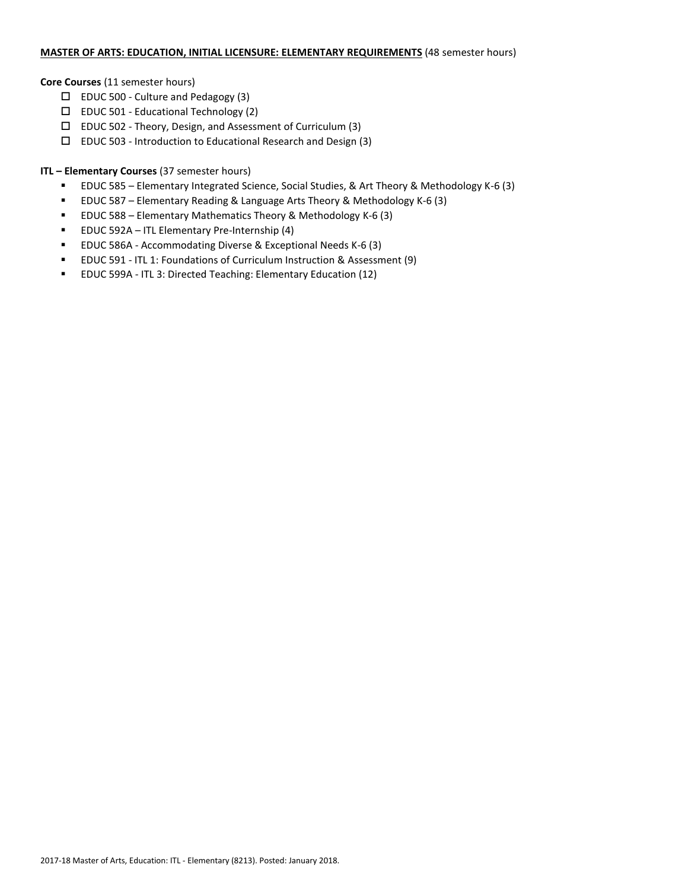**MASTER OF ARTS: EDUCATION, INITIAL LICENSURE: ELEMENTARY REQUIREMENTS** (48 semester hours)

**Core Courses** (11 semester hours)

- ☐ EDUC 500 - Culture and Pedagogy (3)
- ☐ EDUC 501 - Educational Technology (2)
- ☐ EDUC 502 - Theory, Design, and Assessment of Curriculum (3)
- ☐ EDUC 503 - Introduction to Educational Research and Design (3)

**ITL – Elementary Courses** (37 semester hours)

- EDUC 585 – Elementary Integrated Science, Social Studies, & Art Theory & Methodology K-6 (3)
- EDUC 587 – Elementary Reading & Language Arts Theory & Methodology K-6 (3)
- EDUC 588 – Elementary Mathematics Theory & Methodology K-6 (3)
- EDUC 592A – ITL Elementary Pre-Internship (4)
- EDUC 586A - Accommodating Diverse & Exceptional Needs K-6 (3)
- EDUC 591 - ITL 1: Foundations of Curriculum Instruction & Assessment (9)
- EDUC 599A - ITL 3: Directed Teaching: Elementary Education (12)

2017-18 Master of Arts, Education: ITL - Elementary (8213). Posted: January 2018.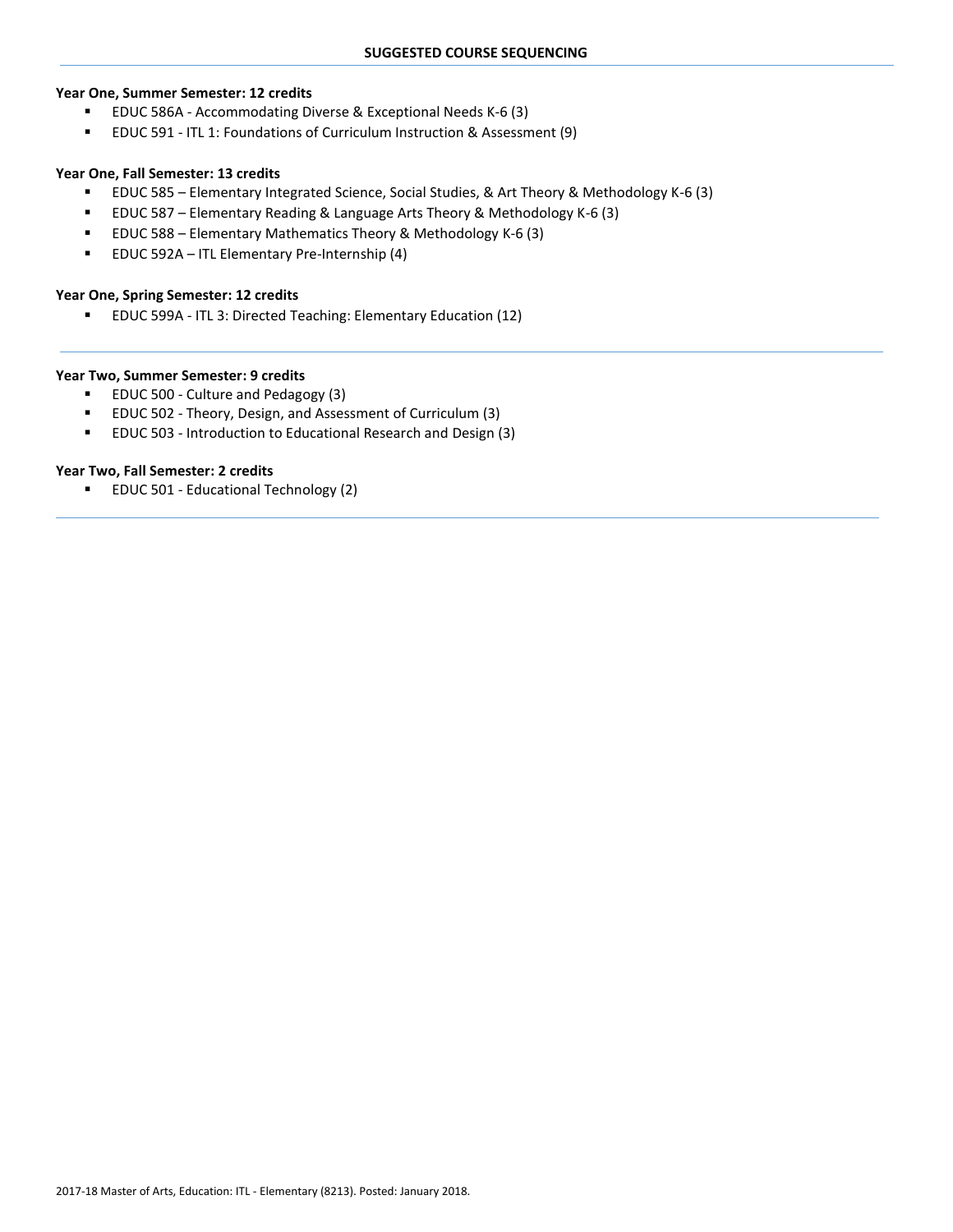## SUGGESTED COURSE SEQUENCING

**Year One, Summer Semester: 12 credits**

- EDUC 586A - Accommodating Diverse & Exceptional Needs K-6 (3)
- EDUC 591 - ITL 1: Foundations of Curriculum Instruction & Assessment (9)

**Year One, Fall Semester: 13 credits**

- EDUC 585 – Elementary Integrated Science, Social Studies, & Art Theory & Methodology K-6 (3)
- EDUC 587 – Elementary Reading & Language Arts Theory & Methodology K-6 (3)
- EDUC 588 – Elementary Mathematics Theory & Methodology K-6 (3)
- EDUC 592A – ITL Elementary Pre-Internship (4)

**Year One, Spring Semester: 12 credits**

- EDUC 599A - ITL 3: Directed Teaching: Elementary Education (12)

---

**Year Two, Summer Semester: 9 credits**

- EDUC 500 - Culture and Pedagogy (3)
- EDUC 502 - Theory, Design, and Assessment of Curriculum (3)
- EDUC 503 - Introduction to Educational Research and Design (3)

**Year Two, Fall Semester: 2 credits**

- EDUC 501 - Educational Technology (2)

---

2017-18 Master of Arts, Education: ITL - Elementary (8213). Posted: January 2018.